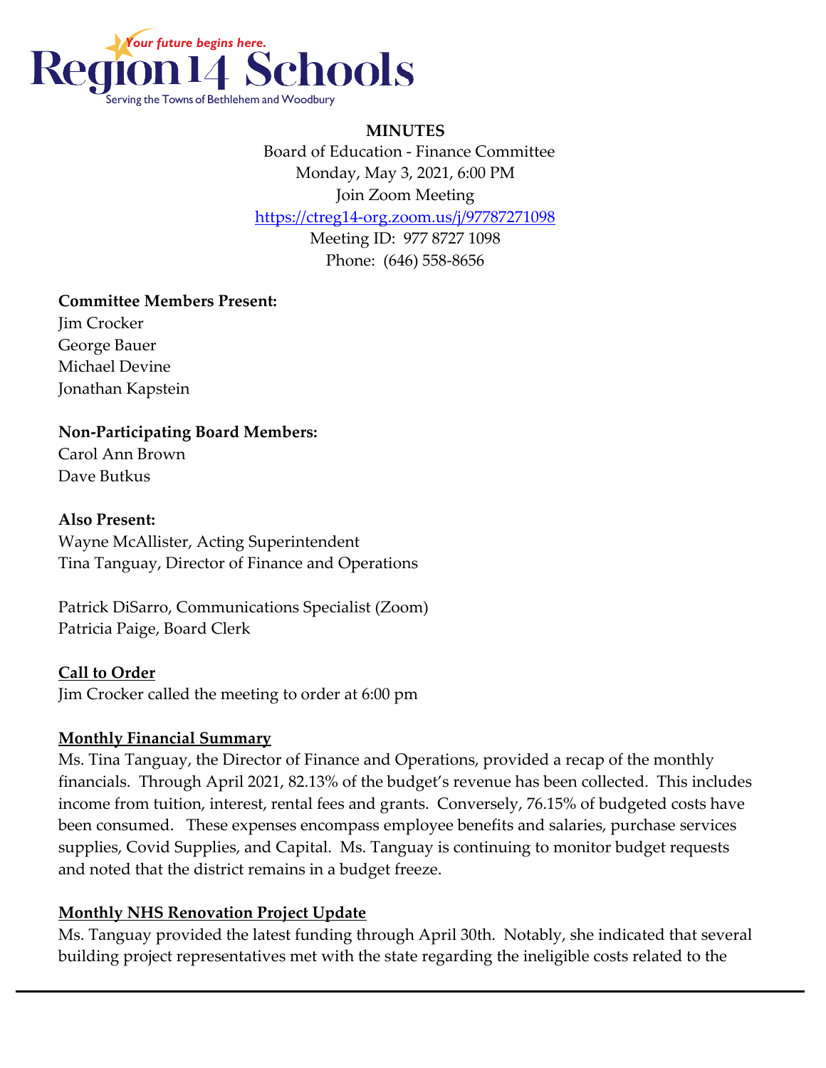Region 14 Schools
*Your future begins here.*
Serving the Towns of Bethlehem and Woodbury

**MINUTES**

Board of Education - Finance Committee
Monday, May 3, 2021, 6:00 PM
Join Zoom Meeting
https://ctreg14-org.zoom.us/j/97787271098
Meeting ID: 977 8727 1098
Phone: (646) 558-8656

**Committee Members Present:**
Jim Crocker
George Bauer
Michael Devine
Jonathan Kapstein

**Non-Participating Board Members:**
Carol Ann Brown
Dave Butkus

**Also Present:**
Wayne McAllister, Acting Superintendent
Tina Tanguay, Director of Finance and Operations

Patrick DiSarro, Communications Specialist (Zoom)
Patricia Paige, Board Clerk

**Call to Order**
Jim Crocker called the meeting to order at 6:00 pm

**Monthly Financial Summary**
Ms. Tina Tanguay, the Director of Finance and Operations, provided a recap of the monthly financials. Through April 2021, 82.13% of the budget's revenue has been collected. This includes income from tuition, interest, rental fees and grants. Conversely, 76.15% of budgeted costs have been consumed. These expenses encompass employee benefits and salaries, purchase services supplies, Covid Supplies, and Capital. Ms. Tanguay is continuing to monitor budget requests and noted that the district remains in a budget freeze.

**Monthly NHS Renovation Project Update**
Ms. Tanguay provided the latest funding through April 30th. Notably, she indicated that several building project representatives met with the state regarding the ineligible costs related to the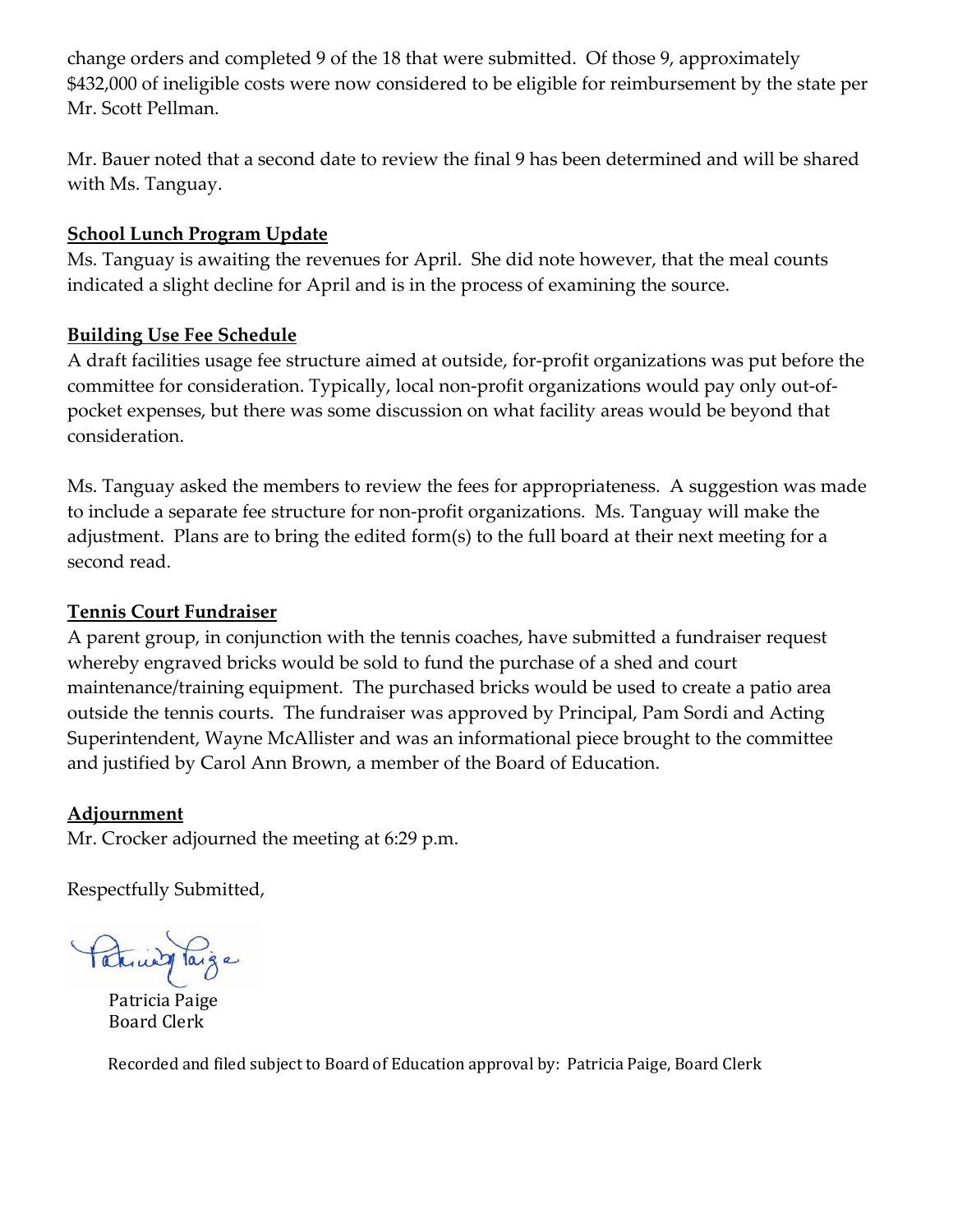change orders and completed 9 of the 18 that were submitted. Of those 9, approximately $432,000 of ineligible costs were now considered to be eligible for reimbursement by the state per Mr. Scott Pellman.

Mr. Bauer noted that a second date to review the final 9 has been determined and will be shared with Ms. Tanguay.

**School Lunch Program Update**

Ms. Tanguay is awaiting the revenues for April. She did note however, that the meal counts indicated a slight decline for April and is in the process of examining the source.

**Building Use Fee Schedule**

A draft facilities usage fee structure aimed at outside, for-profit organizations was put before the committee for consideration. Typically, local non-profit organizations would pay only out-of-pocket expenses, but there was some discussion on what facility areas would be beyond that consideration.

Ms. Tanguay asked the members to review the fees for appropriateness. A suggestion was made to include a separate fee structure for non-profit organizations. Ms. Tanguay will make the adjustment. Plans are to bring the edited form(s) to the full board at their next meeting for a second read.

**Tennis Court Fundraiser**

A parent group, in conjunction with the tennis coaches, have submitted a fundraiser request whereby engraved bricks would be sold to fund the purchase of a shed and court maintenance/training equipment. The purchased bricks would be used to create a patio area outside the tennis courts. The fundraiser was approved by Principal, Pam Sordi and Acting Superintendent, Wayne McAllister and was an informational piece brought to the committee and justified by Carol Ann Brown, a member of the Board of Education.

**Adjournment**

Mr. Crocker adjourned the meeting at 6:29 p.m.

Respectfully Submitted,

Patricia Paige
Board Clerk

Recorded and filed subject to Board of Education approval by: Patricia Paige, Board Clerk